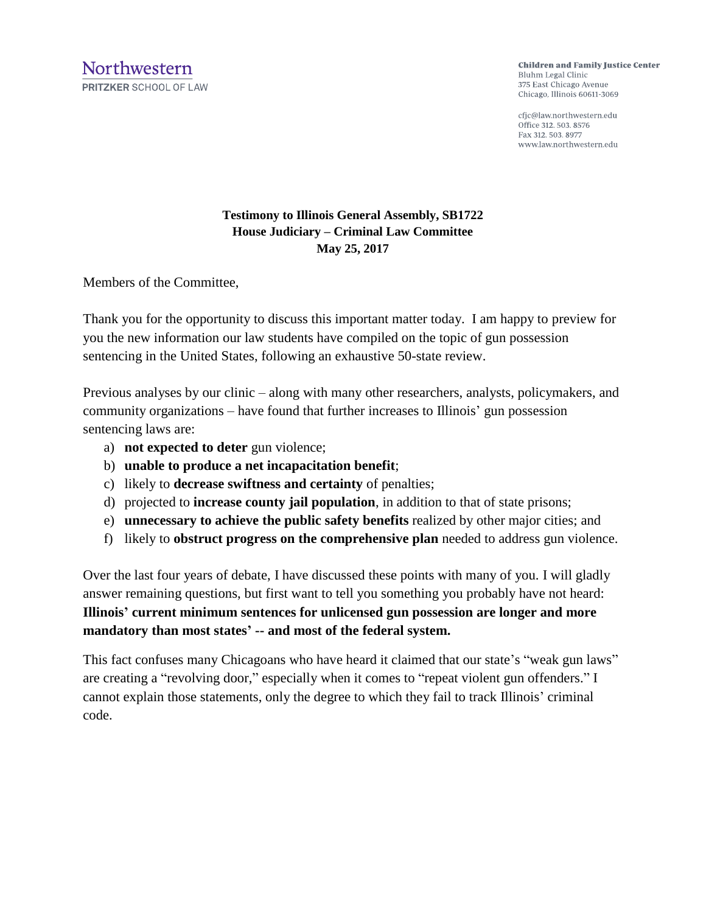Northwestern
PRITZKER SCHOOL OF LAW

**Children and Family Justice Center**
Bluhm Legal Clinic
375 East Chicago Avenue
Chicago, Illinois 60611-3069

cfjc@law.northwestern.edu
Office 312. 503. 8576
Fax 312. 503. 8977
www.law.northwestern.edu

**Testimony to Illinois General Assembly, SB1722**
**House Judiciary – Criminal Law Committee**
**May 25, 2017**

Members of the Committee,

Thank you for the opportunity to discuss this important matter today. I am happy to preview for you the new information our law students have compiled on the topic of gun possession sentencing in the United States, following an exhaustive 50-state review.

Previous analyses by our clinic – along with many other researchers, analysts, policymakers, and community organizations – have found that further increases to Illinois' gun possession sentencing laws are:

a) **not expected to deter** gun violence;
b) **unable to produce a net incapacitation benefit**;
c) likely to **decrease swiftness and certainty** of penalties;
d) projected to **increase county jail population**, in addition to that of state prisons;
e) **unnecessary to achieve the public safety benefits** realized by other major cities; and
f) likely to **obstruct progress on the comprehensive plan** needed to address gun violence.

Over the last four years of debate, I have discussed these points with many of you. I will gladly answer remaining questions, but first want to tell you something you probably have not heard: **Illinois' current minimum sentences for unlicensed gun possession are longer and more mandatory than most states' -- and most of the federal system.**

This fact confuses many Chicagoans who have heard it claimed that our state's "weak gun laws" are creating a "revolving door," especially when it comes to "repeat violent gun offenders." I cannot explain those statements, only the degree to which they fail to track Illinois' criminal code.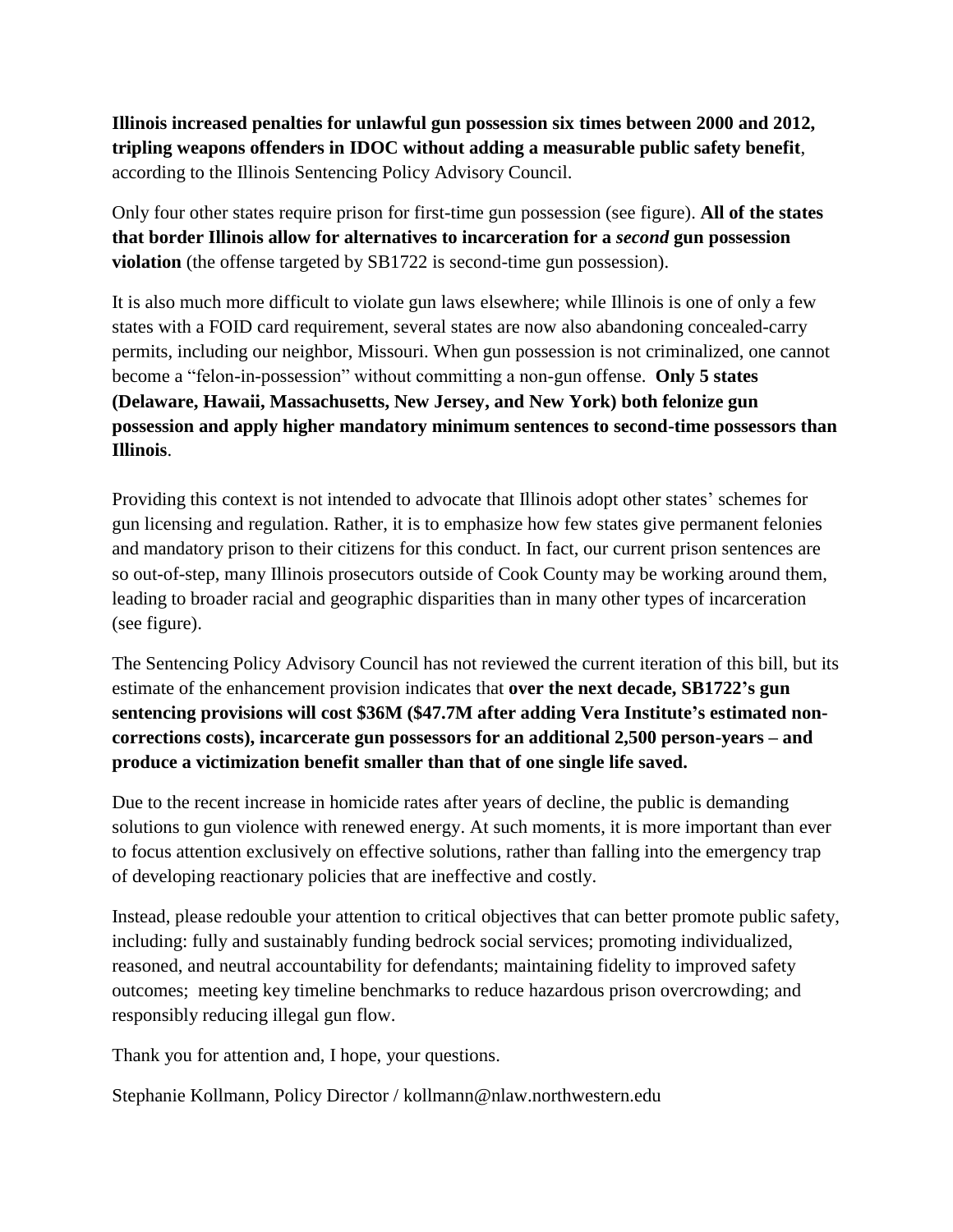**Illinois increased penalties for unlawful gun possession six times between 2000 and 2012, tripling weapons offenders in IDOC without adding a measurable public safety benefit**, according to the Illinois Sentencing Policy Advisory Council.

Only four other states require prison for first-time gun possession (see figure). **All of the states that border Illinois allow for alternatives to incarceration for a *second* gun possession violation** (the offense targeted by SB1722 is second-time gun possession).

It is also much more difficult to violate gun laws elsewhere; while Illinois is one of only a few states with a FOID card requirement, several states are now also abandoning concealed-carry permits, including our neighbor, Missouri. When gun possession is not criminalized, one cannot become a "felon-in-possession" without committing a non-gun offense. **Only 5 states (Delaware, Hawaii, Massachusetts, New Jersey, and New York) both felonize gun possession and apply higher mandatory minimum sentences to second-time possessors than Illinois**.

Providing this context is not intended to advocate that Illinois adopt other states' schemes for gun licensing and regulation. Rather, it is to emphasize how few states give permanent felonies and mandatory prison to their citizens for this conduct. In fact, our current prison sentences are so out-of-step, many Illinois prosecutors outside of Cook County may be working around them, leading to broader racial and geographic disparities than in many other types of incarceration (see figure).

The Sentencing Policy Advisory Council has not reviewed the current iteration of this bill, but its estimate of the enhancement provision indicates that **over the next decade, SB1722's gun sentencing provisions will cost $36M ($47.7M after adding Vera Institute's estimated non-corrections costs), incarcerate gun possessors for an additional 2,500 person-years – and produce a victimization benefit smaller than that of one single life saved.**

Due to the recent increase in homicide rates after years of decline, the public is demanding solutions to gun violence with renewed energy. At such moments, it is more important than ever to focus attention exclusively on effective solutions, rather than falling into the emergency trap of developing reactionary policies that are ineffective and costly.

Instead, please redouble your attention to critical objectives that can better promote public safety, including: fully and sustainably funding bedrock social services; promoting individualized, reasoned, and neutral accountability for defendants; maintaining fidelity to improved safety outcomes; meeting key timeline benchmarks to reduce hazardous prison overcrowding; and responsibly reducing illegal gun flow.

Thank you for attention and, I hope, your questions.

Stephanie Kollmann, Policy Director / kollmann@nlaw.northwestern.edu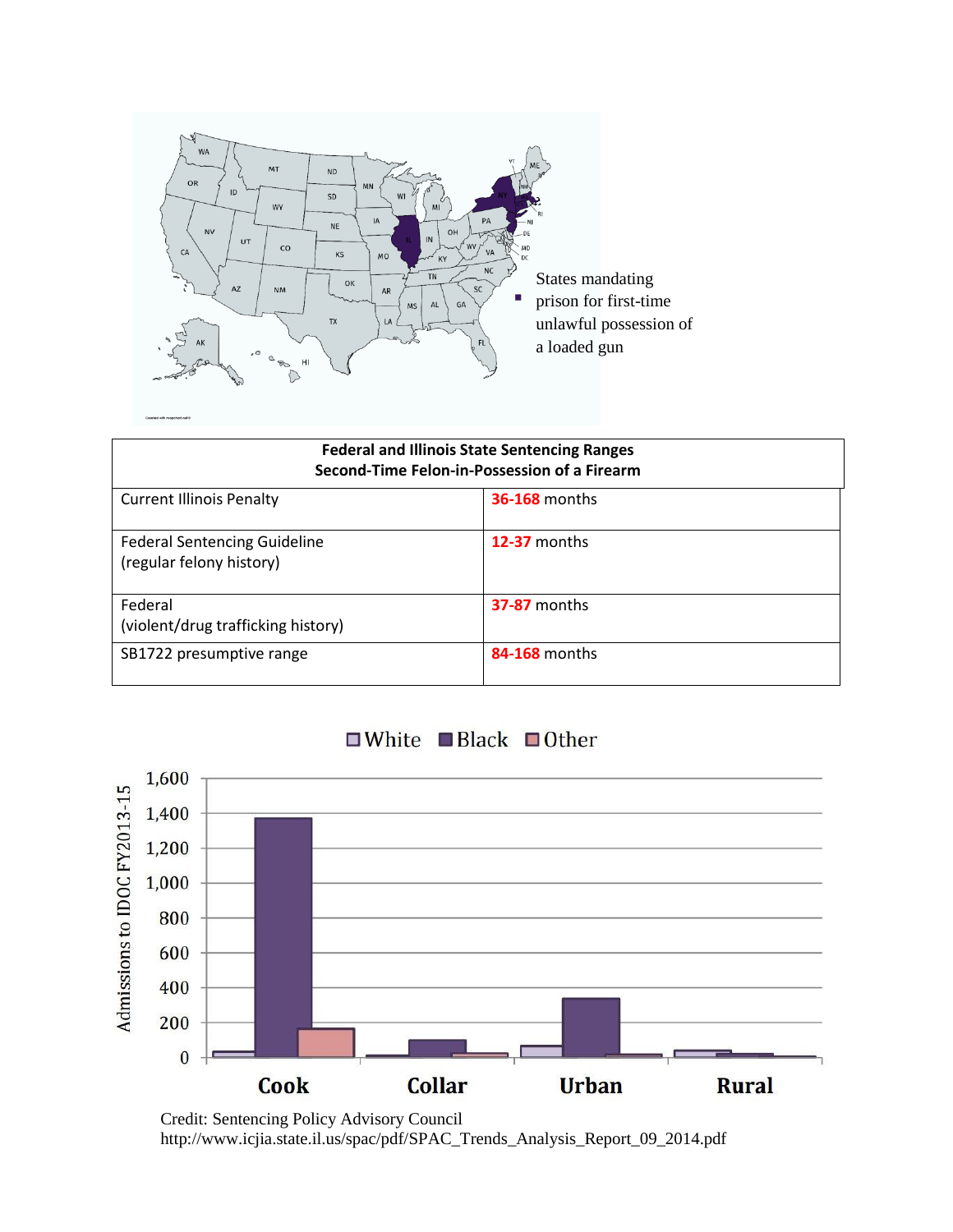States mandating prison for first-time unlawful possession of a loaded gun

| Federal and Illinois State Sentencing Ranges<br>Second-Time Felon-in-Possession of a Firearm | |
|---|---|
| Current Illinois Penalty | 36-168 months |
| Federal Sentencing Guideline (regular felony history) | 12-37 months |
| Federal (violent/drug trafficking history) | 37-87 months |
| SB1722 presumptive range | 84-168 months |

White Black Other

Admissions to IDOC FY2013-15

1,600
1,400
1,200
1,000
800
600
400
200
0

Cook Collar Urban Rural

Credit: Sentencing Policy Advisory Council
http://www.icjia.state.il.us/spac/pdf/SPAC_Trends_Analysis_Report_09_2014.pdf